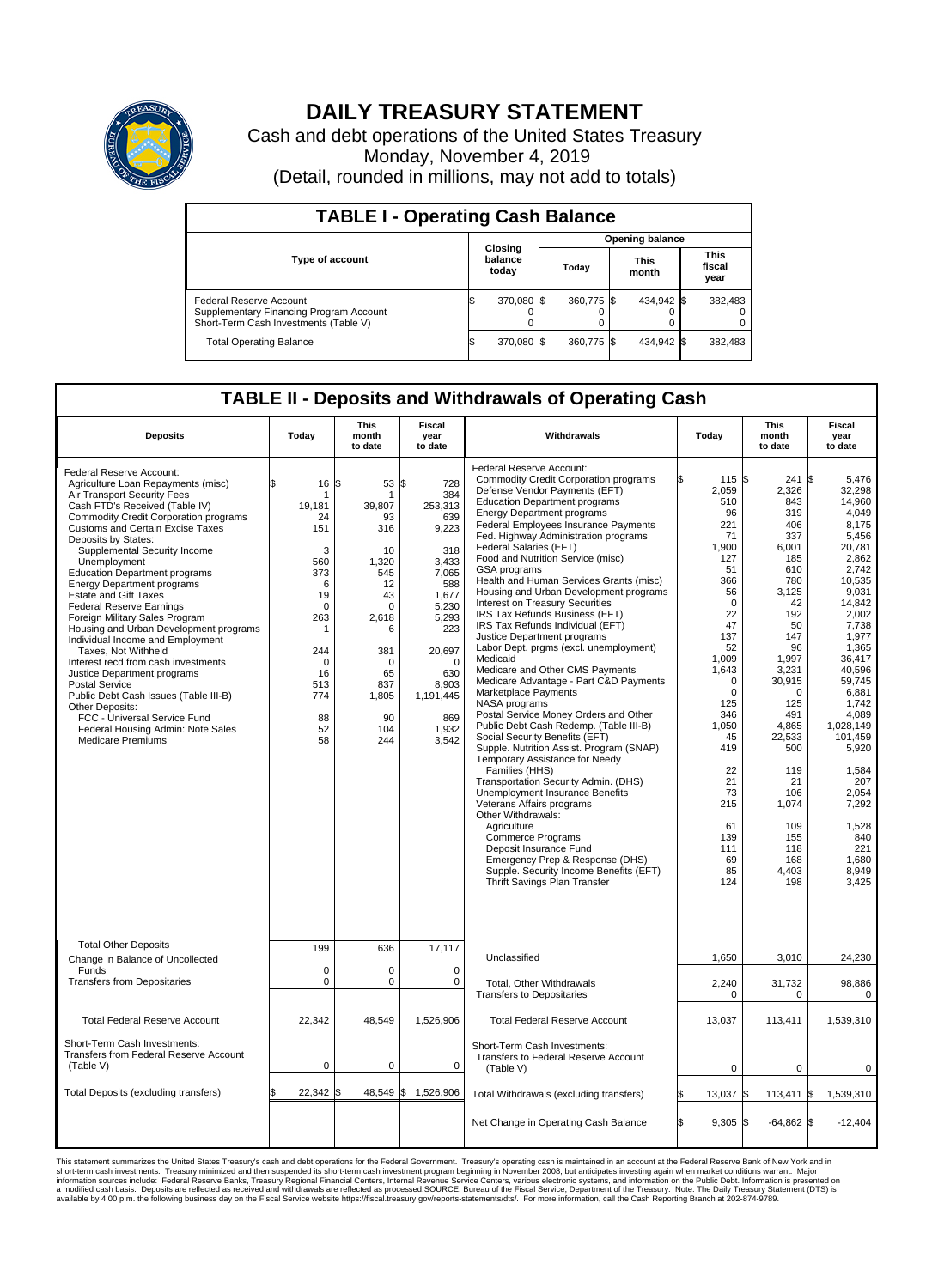# DAILY TREASURY STATEMENT

Cash and debt operations of the United States Treasury

Monday, November 4, 2019

(Detail, rounded in millions, may not add to totals)

## TABLE I - Operating Cash Balance

| Type of account | Closing balance today | Opening balance Today | Opening balance This month | Opening balance This fiscal year |
|---|---|---|---|---|
| Federal Reserve Account | $ 370,080 | $ 360,775 | $ 434,942 | $ 382,483 |
| Supplementary Financing Program Account | 0 | 0 | 0 | 0 |
| Short-Term Cash Investments (Table V) | 0 | 0 | 0 | 0 |
| Total Operating Balance | $ 370,080 | $ 360,775 | $ 434,942 | $ 382,483 |

## TABLE II - Deposits and Withdrawals of Operating Cash

| Deposits | Today | This month to date | Fiscal year to date | Withdrawals | Today | This month to date | Fiscal year to date |
|---|---|---|---|---|---|---|---|
| Federal Reserve Account: | | | | Federal Reserve Account: | | | |
| Agriculture Loan Repayments (misc) | $ 16 | $ 53 | $ 728 | Commodity Credit Corporation programs | $ 115 | $ 241 | $ 5,476 |
| Air Transport Security Fees | 1 | 1 | 384 | Defense Vendor Payments (EFT) | 2,059 | 2,326 | 32,298 |
| Cash FTD's Received (Table IV) | 19,181 | 39,807 | 253,313 | Education Department programs | 510 | 843 | 14,960 |
| Commodity Credit Corporation programs | 24 | 93 | 639 | Energy Department programs | 96 | 319 | 4,049 |
| Customs and Certain Excise Taxes | 151 | 316 | 9,223 | Federal Employees Insurance Payments | 221 | 406 | 8,175 |
| Deposits by States: | | | | Fed. Highway Administration programs | 71 | 337 | 5,456 |
| Supplemental Security Income | 3 | 10 | 318 | Federal Salaries (EFT) | 1,900 | 6,001 | 20,781 |
| Unemployment | 560 | 1,320 | 3,433 | Food and Nutrition Service (misc) | 127 | 185 | 2,862 |
| Education Department programs | 373 | 545 | 7,065 | GSA programs | 51 | 610 | 2,742 |
| Energy Department programs | 6 | 12 | 588 | Health and Human Services Grants (misc) | 366 | 780 | 10,535 |
| Estate and Gift Taxes | 19 | 43 | 1,677 | Housing and Urban Development programs | 56 | 3,125 | 9,031 |
| Federal Reserve Earnings | 0 | 0 | 5,230 | Interest on Treasury Securities | 0 | 42 | 14,842 |
| Foreign Military Sales Program | 263 | 2,618 | 5,293 | IRS Tax Refunds Business (EFT) | 22 | 192 | 2,002 |
| Housing and Urban Development programs | 1 | 6 | 223 | IRS Tax Refunds Individual (EFT) | 47 | 50 | 7,738 |
| Individual Income and Employment Taxes, Not Withheld | 244 | 381 | 20,697 | Justice Department programs | 137 | 147 | 1,977 |
| Interest recd from cash investments | 0 | 0 | 0 | Labor Dept. prgms (excl. unemployment) | 52 | 96 | 1,365 |
| Justice Department programs | 16 | 65 | 630 | Medicaid | 1,009 | 1,997 | 36,417 |
| Postal Service | 513 | 837 | 8,903 | Medicare and Other CMS Payments | 1,643 | 3,231 | 40,596 |
| Public Debt Cash Issues (Table III-B) | 774 | 1,805 | 1,191,445 | Medicare Advantage - Part C&D Payments | 0 | 30,915 | 59,745 |
| Other Deposits: | | | | Marketplace Payments | 0 | 0 | 6,881 |
| FCC - Universal Service Fund | 88 | 90 | 869 | NASA programs | 125 | 125 | 1,742 |
| Federal Housing Admin: Note Sales | 52 | 104 | 1,932 | Postal Service Money Orders and Other | 346 | 491 | 4,089 |
| Medicare Premiums | 58 | 244 | 3,542 | Public Debt Cash Redemp. (Table III-B) | 1,050 | 4,865 | 1,028,149 |
| | | | | Social Security Benefits (EFT) | 45 | 22,533 | 101,459 |
| | | | | Supple. Nutrition Assist. Program (SNAP) | 419 | 500 | 5,920 |
| | | | | Temporary Assistance for Needy Families (HHS) | 22 | 119 | 1,584 |
| | | | | Transportation Security Admin. (DHS) | 21 | 21 | 207 |
| | | | | Unemployment Insurance Benefits | 73 | 106 | 2,054 |
| | | | | Veterans Affairs programs | 215 | 1,074 | 7,292 |
| | | | | Other Withdrawals: | | | |
| | | | | Agriculture | 61 | 109 | 1,528 |
| | | | | Commerce Programs | 139 | 155 | 840 |
| | | | | Deposit Insurance Fund | 111 | 118 | 221 |
| | | | | Emergency Prep & Response (DHS) | 69 | 168 | 1,680 |
| | | | | Supple. Security Income Benefits (EFT) | 85 | 4,403 | 8,949 |
| | | | | Thrift Savings Plan Transfer | 124 | 198 | 3,425 |
| Total Other Deposits | 199 | 636 | 17,117 | Unclassified | 1,650 | 3,010 | 24,230 |
| Change in Balance of Uncollected Funds | 0 | 0 | 0 | | | | |
| Transfers from Depositaries | 0 | 0 | 0 | Total, Other Withdrawals | 2,240 | 31,732 | 98,886 |
| | | | | Transfers to Depositaries | 0 | 0 | 0 |
| Total Federal Reserve Account | 22,342 | 48,549 | 1,526,906 | Total Federal Reserve Account | 13,037 | 113,411 | 1,539,310 |
| Short-Term Cash Investments: Transfers from Federal Reserve Account (Table V) | 0 | 0 | 0 | Short-Term Cash Investments: Transfers to Federal Reserve Account (Table V) | 0 | 0 | 0 |
| Total Deposits (excluding transfers) | $ 22,342 | $ 48,549 | $ 1,526,906 | Total Withdrawals (excluding transfers) | $ 13,037 | $ 113,411 | $ 1,539,310 |
| | | | | Net Change in Operating Cash Balance | $ 9,305 | $ -64,862 | $ -12,404 |

This statement summarizes the United States Treasury's cash and debt operations for the Federal Government. Treasury's operating cash is maintained in an account at the Federal Reserve Bank of New York and in short-term cash investments. Treasury minimized and then suspended its short-term cash investment program beginning in November 2008, but anticipates investing again when market conditions warrant. Major information sources include: Federal Reserve Banks, Treasury Regional Financial Centers, Internal Revenue Service Centers, various electronic systems, and information on the Public Debt. Information is presented on a modified cash basis. Deposits are reflected as received and withdrawals are reflected as processed.SOURCE: Bureau of the Fiscal Service, Department of the Treasury. Note: The Daily Treasury Statement (DTS) is available by 4:00 p.m. the following business day on the Fiscal Service website https://fiscal.treasury.gov/reports-statements/dts/. For more information, call the Cash Reporting Branch at 202-874-9789.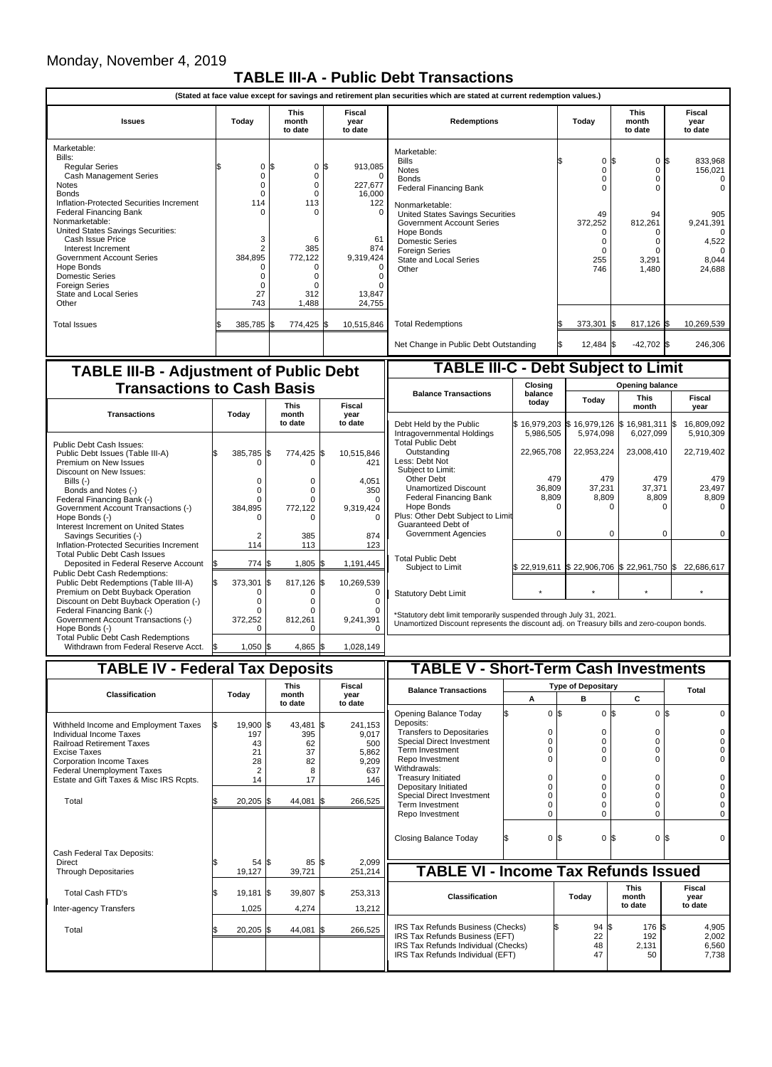Monday, November 4, 2019

# TABLE III-A - Public Debt Transactions

(Stated at face value except for savings and retirement plan securities which are stated at current redemption values.)

| Issues | Today | This month to date | Fiscal year to date |
|---|---|---|---|
| Marketable: | | | |
| Bills: | | | |
| Regular Series | $ 0 | $ 0 | $ 913,085 |
| Cash Management Series | 0 | 0 | 0 |
| Notes | 0 | 0 | 227,677 |
| Bonds | 0 | 0 | 16,000 |
| Inflation-Protected Securities Increment | 114 | 113 | 122 |
| Federal Financing Bank | 0 | 0 | 0 |
| Nonmarketable: | | | |
| United States Savings Securities: | | | |
| Cash Issue Price | 3 | 6 | 61 |
| Interest Increment | 2 | 385 | 874 |
| Government Account Series | 384,895 | 772,122 | 9,319,424 |
| Hope Bonds | 0 | 0 | 0 |
| Domestic Series | 0 | 0 | 0 |
| Foreign Series | 0 | 0 | 0 |
| State and Local Series | 27 | 312 | 13,847 |
| Other | 743 | 1,488 | 24,755 |
| Total Issues | $ 385,785 | $ 774,425 | $ 10,515,846 |

| Redemptions | Today | This month to date | Fiscal year to date |
|---|---|---|---|
| Marketable: | | | |
| Bills | $ 0 | $ 0 | $ 833,968 |
| Notes | 0 | 0 | 156,021 |
| Bonds | 0 | 0 | 0 |
| Federal Financing Bank | 0 | 0 | 0 |
| Nonmarketable: | | | |
| United States Savings Securities | 49 | 94 | 905 |
| Government Account Series | 372,252 | 812,261 | 9,241,391 |
| Hope Bonds | 0 | 0 | 0 |
| Domestic Series | 0 | 0 | 4,522 |
| Foreign Series | 0 | 0 | 0 |
| State and Local Series | 255 | 3,291 | 8,044 |
| Other | 746 | 1,480 | 24,688 |
| Total Redemptions | $ 373,301 | $ 817,126 | $ 10,269,539 |
| Net Change in Public Debt Outstanding | $ 12,484 | $ -42,702 | $ 246,306 |

# TABLE III-B - Adjustment of Public Debt Transactions to Cash Basis

| Transactions | Today | This month to date | Fiscal year to date |
|---|---|---|---|
| Public Debt Cash Issues: | | | |
| Public Debt Issues (Table III-A) | $ 385,785 | $ 774,425 | $ 10,515,846 |
| Premium on New Issues | 0 | 0 | 421 |
| Discount on New Issues: | | | |
| Bills (-) | 0 | 0 | 4,051 |
| Bonds and Notes (-) | 0 | 0 | 350 |
| Federal Financing Bank (-) | 0 | 0 | 0 |
| Government Account Transactions (-) | 384,895 | 772,122 | 9,319,424 |
| Hope Bonds (-) | 0 | 0 | 0 |
| Interest Increment on United States Savings Securities (-) | 2 | 385 | 874 |
| Inflation-Protected Securities Increment | 114 | 113 | 123 |
| Total Public Debt Cash Issues Deposited in Federal Reserve Account | $ 774 | $ 1,805 | $ 1,191,445 |
| Public Debt Cash Redemptions: | | | |
| Public Debt Redemptions (Table III-A) | $ 373,301 | $ 817,126 | $ 10,269,539 |
| Premium on Debt Buyback Operation | 0 | 0 | 0 |
| Discount on Debt Buyback Operation (-) | 0 | 0 | 0 |
| Federal Financing Bank (-) | 0 | 0 | 0 |
| Government Account Transactions (-) | 372,252 | 812,261 | 9,241,391 |
| Hope Bonds (-) | 0 | 0 | 0 |
| Total Public Debt Cash Redemptions Withdrawn from Federal Reserve Acct. | $ 1,050 | $ 4,865 | $ 1,028,149 |

# TABLE III-C - Debt Subject to Limit

| Balance Transactions | Closing balance today | Opening balance Today | Opening balance This month | Opening balance Fiscal year |
|---|---|---|---|---|
| Debt Held by the Public | $ 16,979,203 | $ 16,979,126 | $ 16,981,311 | $ 16,809,092 |
| Intragovernmental Holdings | 5,986,505 | 5,974,098 | 6,027,099 | 5,910,309 |
| Total Public Debt Outstanding | 22,965,708 | 22,953,224 | 23,008,410 | 22,719,402 |
| Less: Debt Not Subject to Limit: | | | | |
| Other Debt | 479 | 479 | 479 | 479 |
| Unamortized Discount | 36,809 | 37,231 | 37,371 | 23,497 |
| Federal Financing Bank | 8,809 | 8,809 | 8,809 | 8,809 |
| Hope Bonds | 0 | 0 | 0 | 0 |
| Plus: Other Debt Subject to Limit | | | | |
| Guaranteed Debt of Government Agencies | 0 | 0 | 0 | 0 |
| Total Public Debt Subject to Limit | $ 22,919,611 | $ 22,906,706 | $ 22,961,750 | $ 22,686,617 |
| Statutory Debt Limit | * | * | * | * |

*Statutory debt limit temporarily suspended through July 31, 2021.
Unamortized Discount represents the discount adj. on Treasury bills and zero-coupon bonds.

# TABLE IV - Federal Tax Deposits

| Classification | Today | This month to date | Fiscal year to date |
|---|---|---|---|
| Withheld Income and Employment Taxes | $ 19,900 | $ 43,481 | $ 241,153 |
| Individual Income Taxes | 197 | 395 | 9,017 |
| Railroad Retirement Taxes | 43 | 62 | 500 |
| Excise Taxes | 21 | 37 | 5,862 |
| Corporation Income Taxes | 28 | 82 | 9,209 |
| Federal Unemployment Taxes | 2 | 8 | 637 |
| Estate and Gift Taxes & Misc IRS Rcpts. | 14 | 17 | 146 |
| Total | $ 20,205 | $ 44,081 | $ 266,525 |
| Cash Federal Tax Deposits: | | | |
| Direct | $ 54 | $ 85 | $ 2,099 |
| Through Depositaries | 19,127 | 39,721 | 251,214 |
| Total Cash FTD's | $ 19,181 | $ 39,807 | $ 253,313 |
| Inter-agency Transfers | 1,025 | 4,274 | 13,212 |
| Total | $ 20,205 | $ 44,081 | $ 266,525 |

# TABLE V - Short-Term Cash Investments

| Balance Transactions | Type of Depositary A | Type of Depositary B | Type of Depositary C | Total |
|---|---|---|---|---|
| Opening Balance Today | $ 0 | $ 0 | $ 0 | $ 0 |
| Deposits: | | | | |
| Transfers to Depositaries | 0 | 0 | 0 | 0 |
| Special Direct Investment | 0 | 0 | 0 | 0 |
| Term Investment | 0 | 0 | 0 | 0 |
| Repo Investment | 0 | 0 | 0 | 0 |
| Withdrawals: | | | | |
| Treasury Initiated | 0 | 0 | 0 | 0 |
| Depositary Initiated | 0 | 0 | 0 | 0 |
| Special Direct Investment | 0 | 0 | 0 | 0 |
| Term Investment | 0 | 0 | 0 | 0 |
| Repo Investment | 0 | 0 | 0 | 0 |
| Closing Balance Today | $ 0 | $ 0 | $ 0 | $ 0 |

# TABLE VI - Income Tax Refunds Issued

| Classification | Today | This month to date | Fiscal year to date |
|---|---|---|---|
| IRS Tax Refunds Business (Checks) | $ 94 | $ 176 | $ 4,905 |
| IRS Tax Refunds Business (EFT) | 22 | 192 | 2,002 |
| IRS Tax Refunds Individual (Checks) | 48 | 2,131 | 6,560 |
| IRS Tax Refunds Individual (EFT) | 47 | 50 | 7,738 |